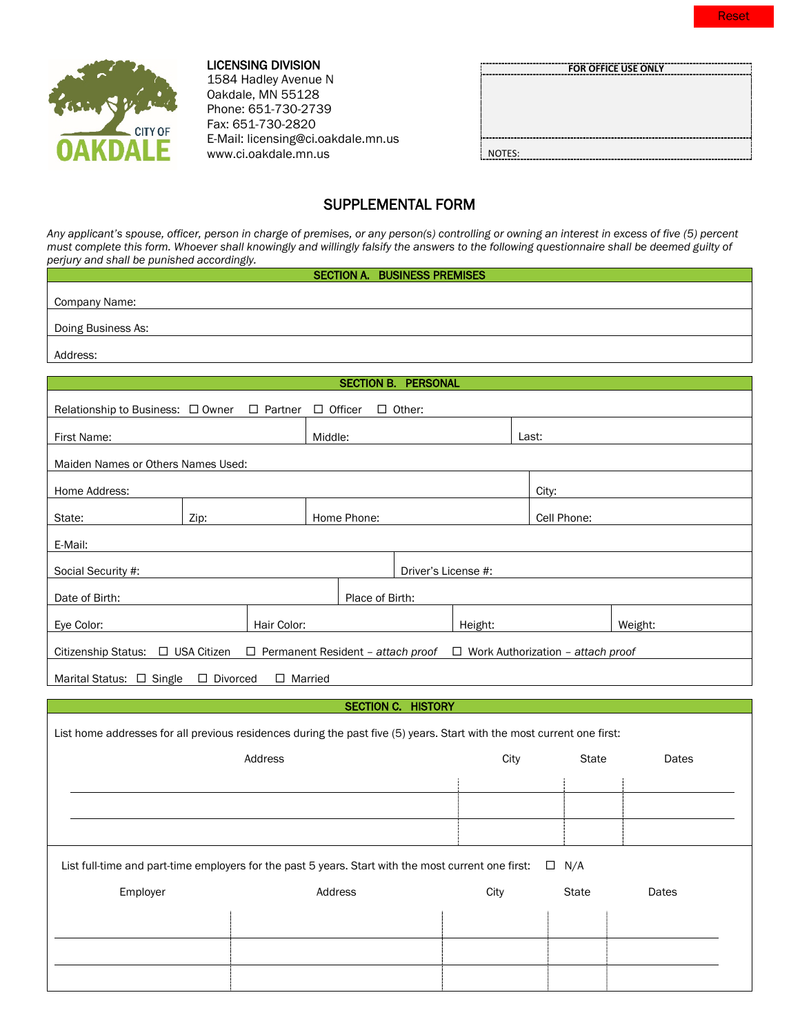Reset

**LICENSING DIVISION**
1584 Hadley Avenue N
Oakdale, MN 55128
Phone: 651-730-2739
Fax: 651-730-2820
E-Mail: licensing@ci.oakdale.mn.us
www.ci.oakdale.mn.us

| FOR OFFICE USE ONLY |
|---|
| |
| NOTES: |

# SUPPLEMENTAL FORM

*Any applicant's spouse, officer, person in charge of premises, or any person(s) controlling or owning an interest in excess of five (5) percent must complete this form. Whoever shall knowingly and willingly falsify the answers to the following questionnaire shall be deemed guilty of perjury and shall be punished accordingly.*

## SECTION A. BUSINESS PREMISES

Company Name:

Doing Business As:

Address:

## SECTION B. PERSONAL

Relationship to Business: ☐ Owner ☐ Partner ☐ Officer ☐ Other:

| First Name: | Middle: | Last: |
|---|---|---|

Maiden Names or Others Names Used:

| Home Address: | City: |
|---|---|

| State: | Zip: | Home Phone: | Cell Phone: |
|---|---|---|---|

E-Mail:

| Social Security #: | Driver's License #: |
|---|---|

| Date of Birth: | Place of Birth: |
|---|---|

| Eye Color: | Hair Color: | Height: | Weight: |
|---|---|---|---|

Citizenship Status: ☐ USA Citizen ☐ Permanent Resident – *attach proof* ☐ Work Authorization – *attach proof*

Marital Status: ☐ Single ☐ Divorced ☐ Married

## SECTION C. HISTORY

List home addresses for all previous residences during the past five (5) years. Start with the most current one first:

| Address | City | State | Dates |
|---|---|---|---|
| | | | |
| | | | |
| | | | |

List full-time and part-time employers for the past 5 years. Start with the most current one first: ☐ N/A

| Employer | Address | City | State | Dates |
|---|---|---|---|---|
| | | | | |
| | | | | |
| | | | | |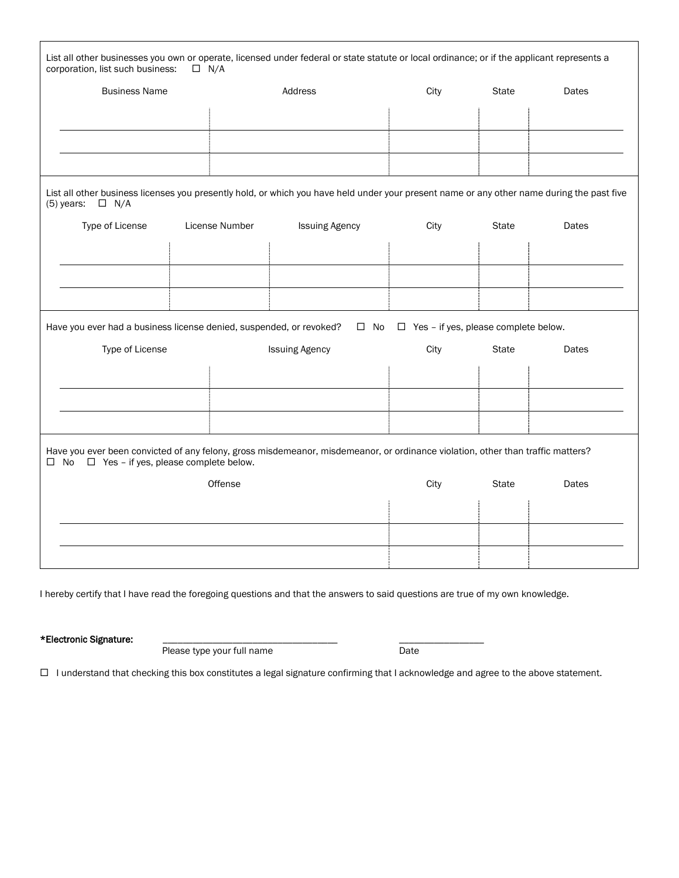List all other businesses you own or operate, licensed under federal or state statute or local ordinance; or if the applicant represents a corporation, list such business: ☐ N/A

| Business Name | Address | City | State | Dates |
|---|---|---|---|---|
| | | | | |
| | | | | |
| | | | | |

List all other business licenses you presently hold, or which you have held under your present name or any other name during the past five (5) years: ☐ N/A

| Type of License | License Number | Issuing Agency | City | State | Dates |
|---|---|---|---|---|---|
| | | | | | |
| | | | | | |
| | | | | | |

Have you ever had a business license denied, suspended, or revoked? ☐ No ☐ Yes – if yes, please complete below.

| Type of License | Issuing Agency | City | State | Dates |
|---|---|---|---|---|
| | | | | |
| | | | | |
| | | | | |

Have you ever been convicted of any felony, gross misdemeanor, misdemeanor, or ordinance violation, other than traffic matters?
☐ No ☐ Yes – if yes, please complete below.

| Offense | City | State | Dates |
|---|---|---|---|
| | | | |
| | | | |
| | | | |

I hereby certify that I have read the foregoing questions and that the answers to said questions are true of my own knowledge.

**\*Electronic Signature:** ______________________________ Please type your full name ______________ Date

☐ I understand that checking this box constitutes a legal signature confirming that I acknowledge and agree to the above statement.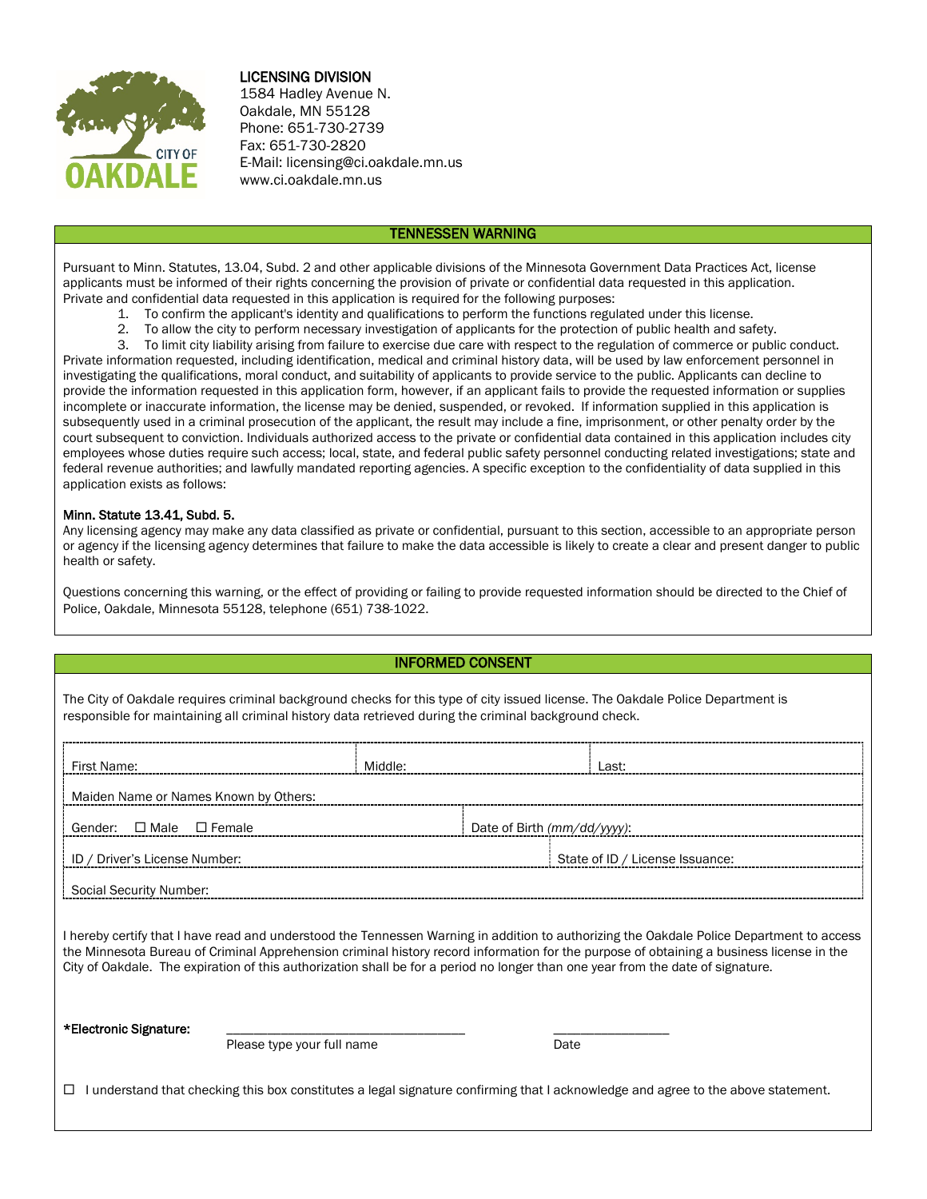**LICENSING DIVISION**
1584 Hadley Avenue N.
Oakdale, MN 55128
Phone: 651-730-2739
Fax: 651-730-2820
E-Mail: licensing@ci.oakdale.mn.us
www.ci.oakdale.mn.us

## TENNESSEN WARNING

Pursuant to Minn. Statutes, 13.04, Subd. 2 and other applicable divisions of the Minnesota Government Data Practices Act, license applicants must be informed of their rights concerning the provision of private or confidential data requested in this application. Private and confidential data requested in this application is required for the following purposes:

1. To confirm the applicant's identity and qualifications to perform the functions regulated under this license.
2. To allow the city to perform necessary investigation of applicants for the protection of public health and safety.
3. To limit city liability arising from failure to exercise due care with respect to the regulation of commerce or public conduct.

Private information requested, including identification, medical and criminal history data, will be used by law enforcement personnel in investigating the qualifications, moral conduct, and suitability of applicants to provide service to the public. Applicants can decline to provide the information requested in this application form, however, if an applicant fails to provide the requested information or supplies incomplete or inaccurate information, the license may be denied, suspended, or revoked. If information supplied in this application is subsequently used in a criminal prosecution of the applicant, the result may include a fine, imprisonment, or other penalty order by the court subsequent to conviction. Individuals authorized access to the private or confidential data contained in this application includes city employees whose duties require such access; local, state, and federal public safety personnel conducting related investigations; state and federal revenue authorities; and lawfully mandated reporting agencies. A specific exception to the confidentiality of data supplied in this application exists as follows:

**Minn. Statute 13.41, Subd. 5.**
Any licensing agency may make any data classified as private or confidential, pursuant to this section, accessible to an appropriate person or agency if the licensing agency determines that failure to make the data accessible is likely to create a clear and present danger to public health or safety.

Questions concerning this warning, or the effect of providing or failing to provide requested information should be directed to the Chief of Police, Oakdale, Minnesota 55128, telephone (651) 738-1022.

## INFORMED CONSENT

The City of Oakdale requires criminal background checks for this type of city issued license. The Oakdale Police Department is responsible for maintaining all criminal history data retrieved during the criminal background check.

| First Name: | Middle: | Last: |
|---|---|---|
| Maiden Name or Names Known by Others: | | |
| Gender: ☐ Male ☐ Female | Date of Birth *(mm/dd/yyyy)*: | |
| ID / Driver's License Number: | State of ID / License Issuance: | |
| Social Security Number: | | |

I hereby certify that I have read and understood the Tennessen Warning in addition to authorizing the Oakdale Police Department to access the Minnesota Bureau of Criminal Apprehension criminal history record information for the purpose of obtaining a business license in the City of Oakdale. The expiration of this authorization shall be for a period no longer than one year from the date of signature.

**\*Electronic Signature:** ______________________________ ______________
Please type your full name Date

☐ I understand that checking this box constitutes a legal signature confirming that I acknowledge and agree to the above statement.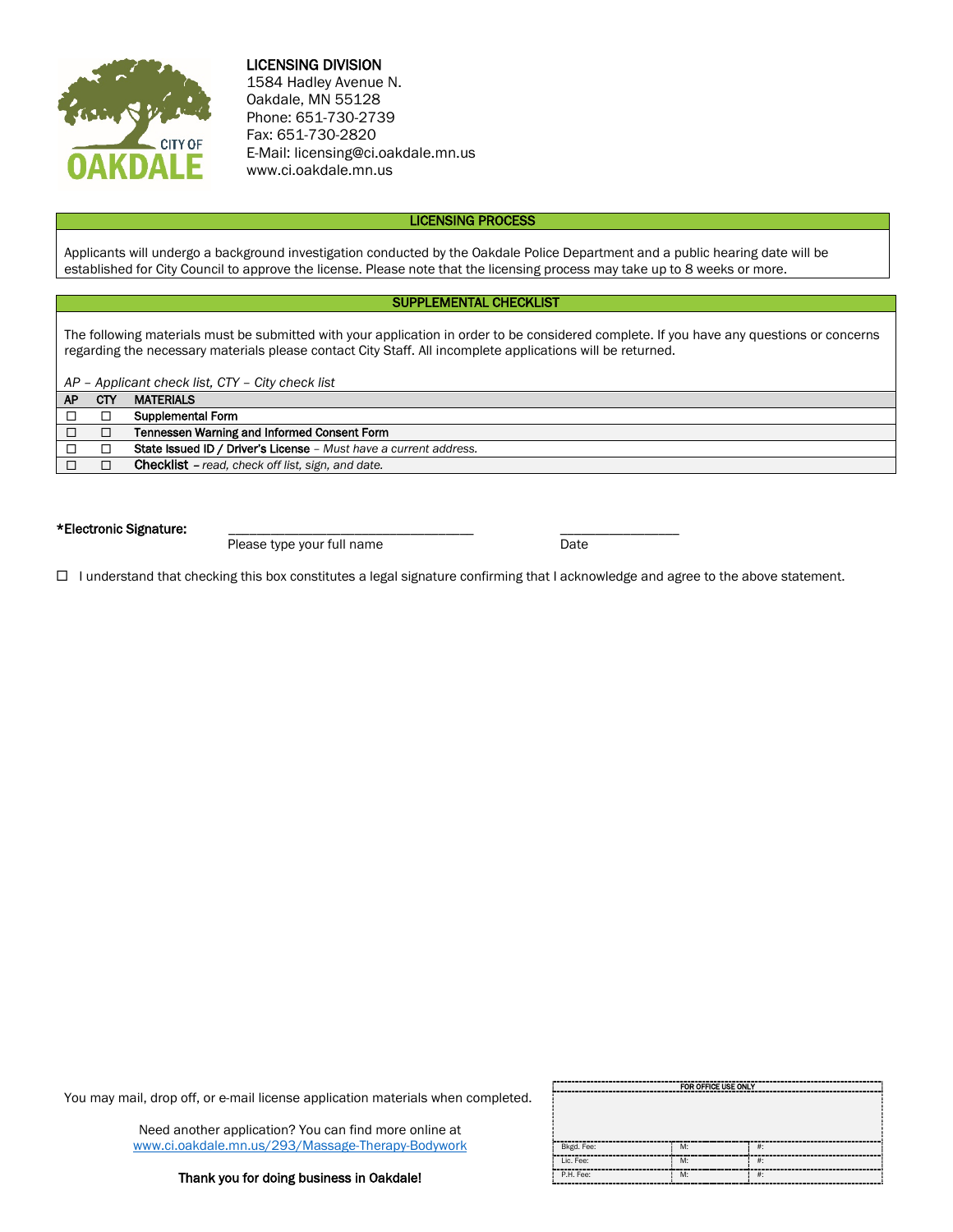**LICENSING DIVISION**
1584 Hadley Avenue N.
Oakdale, MN 55128
Phone: 651-730-2739
Fax: 651-730-2820
E-Mail: licensing@ci.oakdale.mn.us
www.ci.oakdale.mn.us

## LICENSING PROCESS

Applicants will undergo a background investigation conducted by the Oakdale Police Department and a public hearing date will be established for City Council to approve the license. Please note that the licensing process may take up to 8 weeks or more.

## SUPPLEMENTAL CHECKLIST

The following materials must be submitted with your application in order to be considered complete. If you have any questions or concerns regarding the necessary materials please contact City Staff. All incomplete applications will be returned.

*AP – Applicant check list, CTY – City check list*

| AP | CTY | MATERIALS |
|---|---|---|
| ☐ | ☐ | **Supplemental Form** |
| ☐ | ☐ | **Tennessen Warning and Informed Consent Form** |
| ☐ | ☐ | **State Issued ID / Driver's License** – *Must have a current address.* |
| ☐ | ☐ | **Checklist** – *read, check off list, sign, and date.* |

**\*Electronic Signature:** ______________________________ ________________
Please type your full name Date

☐ I understand that checking this box constitutes a legal signature confirming that I acknowledge and agree to the above statement.

You may mail, drop off, or e-mail license application materials when completed.

Need another application? You can find more online at [www.ci.oakdale.mn.us/293/Massage-Therapy-Bodywork](www.ci.oakdale.mn.us/293/Massage-Therapy-Bodywork)

**Thank you for doing business in Oakdale!**

| FOR OFFICE USE ONLY | | |
|---|---|---|
| Bkgd. Fee: | M: | #: |
| Lic. Fee: | M: | #: |
| P.H. Fee: | M: | #: |